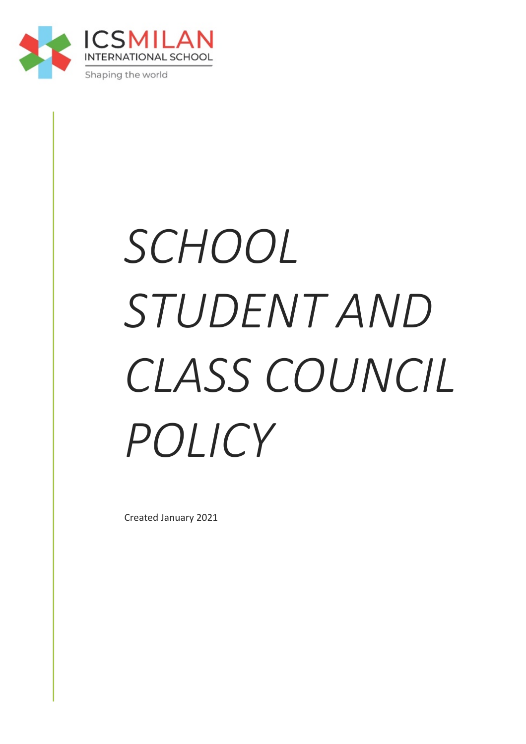ICSMILAN
INTERNATIONAL SCHOOL
Shaping the world

# *SCHOOL STUDENT AND CLASS COUNCIL POLICY*

Created January 2021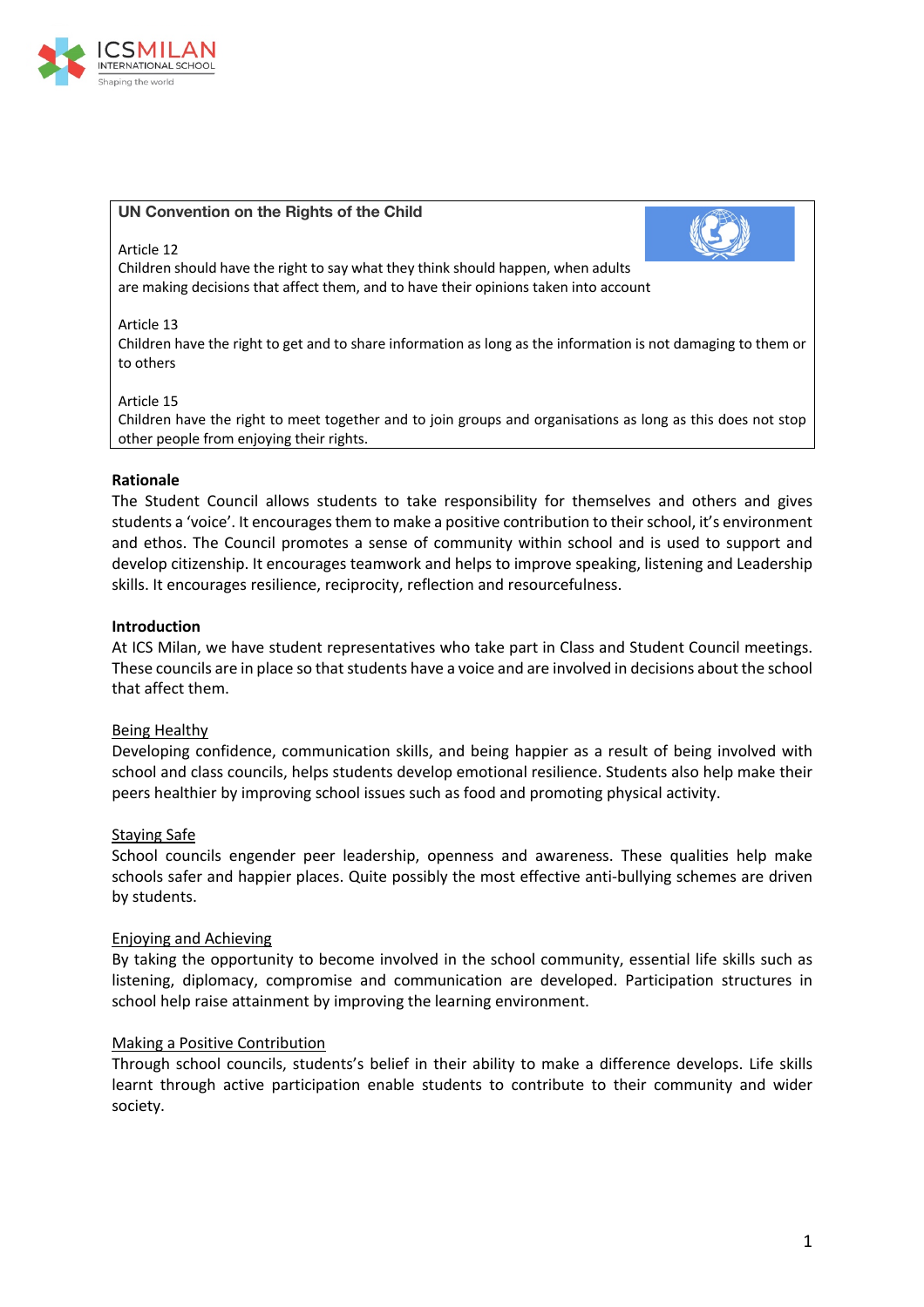**UN Convention on the Rights of the Child**

Article 12
Children should have the right to say what they think should happen, when adults are making decisions that affect them, and to have their opinions taken into account

Article 13
Children have the right to get and to share information as long as the information is not damaging to them or to others

Article 15
Children have the right to meet together and to join groups and organisations as long as this does not stop other people from enjoying their rights.

**Rationale**

The Student Council allows students to take responsibility for themselves and others and gives students a 'voice'. It encourages them to make a positive contribution to their school, it's environment and ethos. The Council promotes a sense of community within school and is used to support and develop citizenship. It encourages teamwork and helps to improve speaking, listening and Leadership skills. It encourages resilience, reciprocity, reflection and resourcefulness.

**Introduction**

At ICS Milan, we have student representatives who take part in Class and Student Council meetings. These councils are in place so that students have a voice and are involved in decisions about the school that affect them.

<u>Being Healthy</u>

Developing confidence, communication skills, and being happier as a result of being involved with school and class councils, helps students develop emotional resilience. Students also help make their peers healthier by improving school issues such as food and promoting physical activity.

<u>Staying Safe</u>

School councils engender peer leadership, openness and awareness. These qualities help make schools safer and happier places. Quite possibly the most effective anti-bullying schemes are driven by students.

<u>Enjoying and Achieving</u>

By taking the opportunity to become involved in the school community, essential life skills such as listening, diplomacy, compromise and communication are developed. Participation structures in school help raise attainment by improving the learning environment.

<u>Making a Positive Contribution</u>

Through school councils, students's belief in their ability to make a difference develops. Life skills learnt through active participation enable students to contribute to their community and wider society.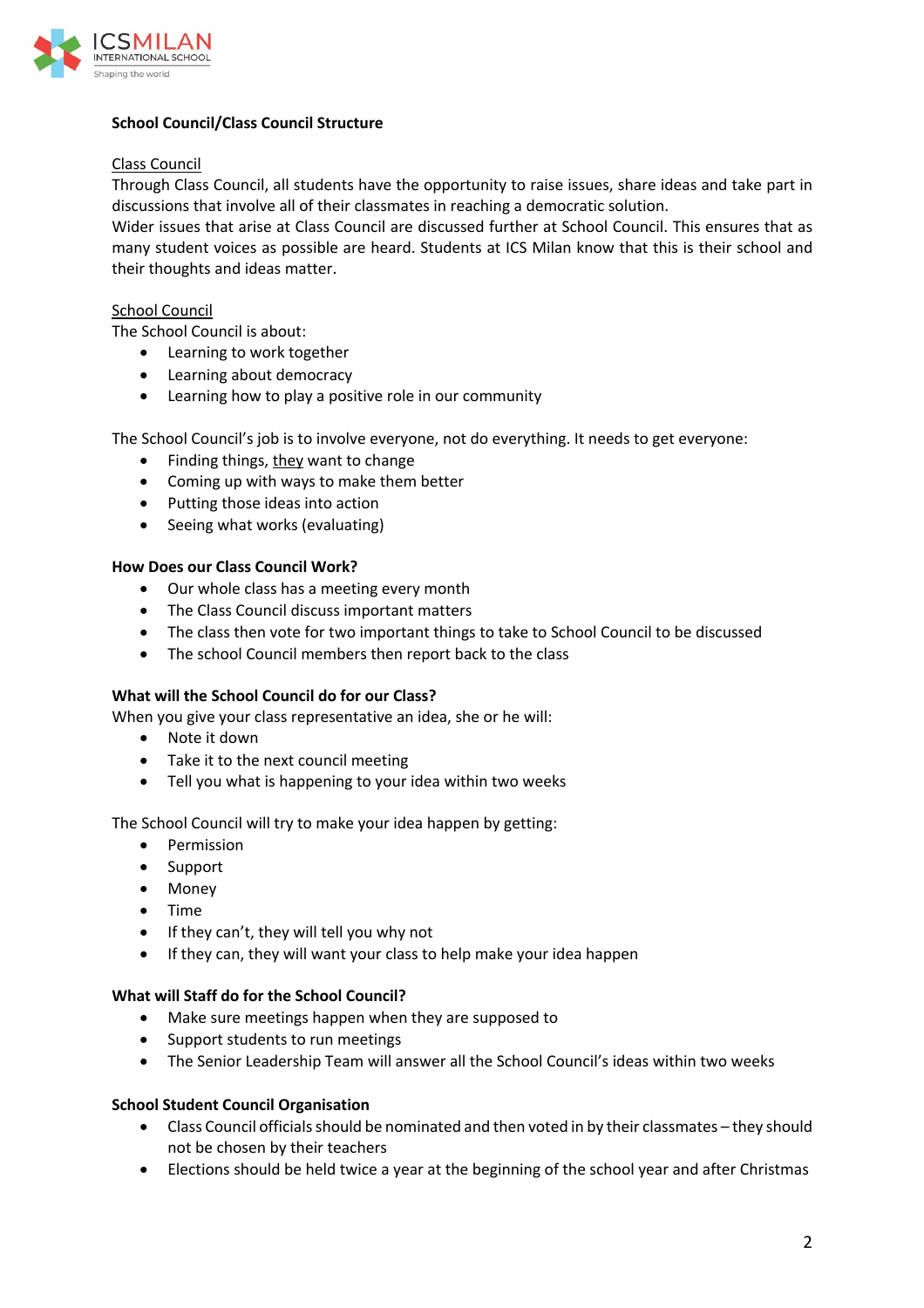**School Council/Class Council Structure**

<u>Class Council</u>

Through Class Council, all students have the opportunity to raise issues, share ideas and take part in discussions that involve all of their classmates in reaching a democratic solution.

Wider issues that arise at Class Council are discussed further at School Council. This ensures that as many student voices as possible are heard. Students at ICS Milan know that this is their school and their thoughts and ideas matter.

<u>School Council</u>

The School Council is about:

- Learning to work together
- Learning about democracy
- Learning how to play a positive role in our community

The School Council's job is to involve everyone, not do everything. It needs to get everyone:

- Finding things, <u>they</u> want to change
- Coming up with ways to make them better
- Putting those ideas into action
- Seeing what works (evaluating)

**How Does our Class Council Work?**

- Our whole class has a meeting every month
- The Class Council discuss important matters
- The class then vote for two important things to take to School Council to be discussed
- The school Council members then report back to the class

**What will the School Council do for our Class?**

When you give your class representative an idea, she or he will:

- Note it down
- Take it to the next council meeting
- Tell you what is happening to your idea within two weeks

The School Council will try to make your idea happen by getting:

- Permission
- Support
- Money
- Time
- If they can't, they will tell you why not
- If they can, they will want your class to help make your idea happen

**What will Staff do for the School Council?**

- Make sure meetings happen when they are supposed to
- Support students to run meetings
- The Senior Leadership Team will answer all the School Council's ideas within two weeks

**School Student Council Organisation**

- Class Council officials should be nominated and then voted in by their classmates – they should not be chosen by their teachers
- Elections should be held twice a year at the beginning of the school year and after Christmas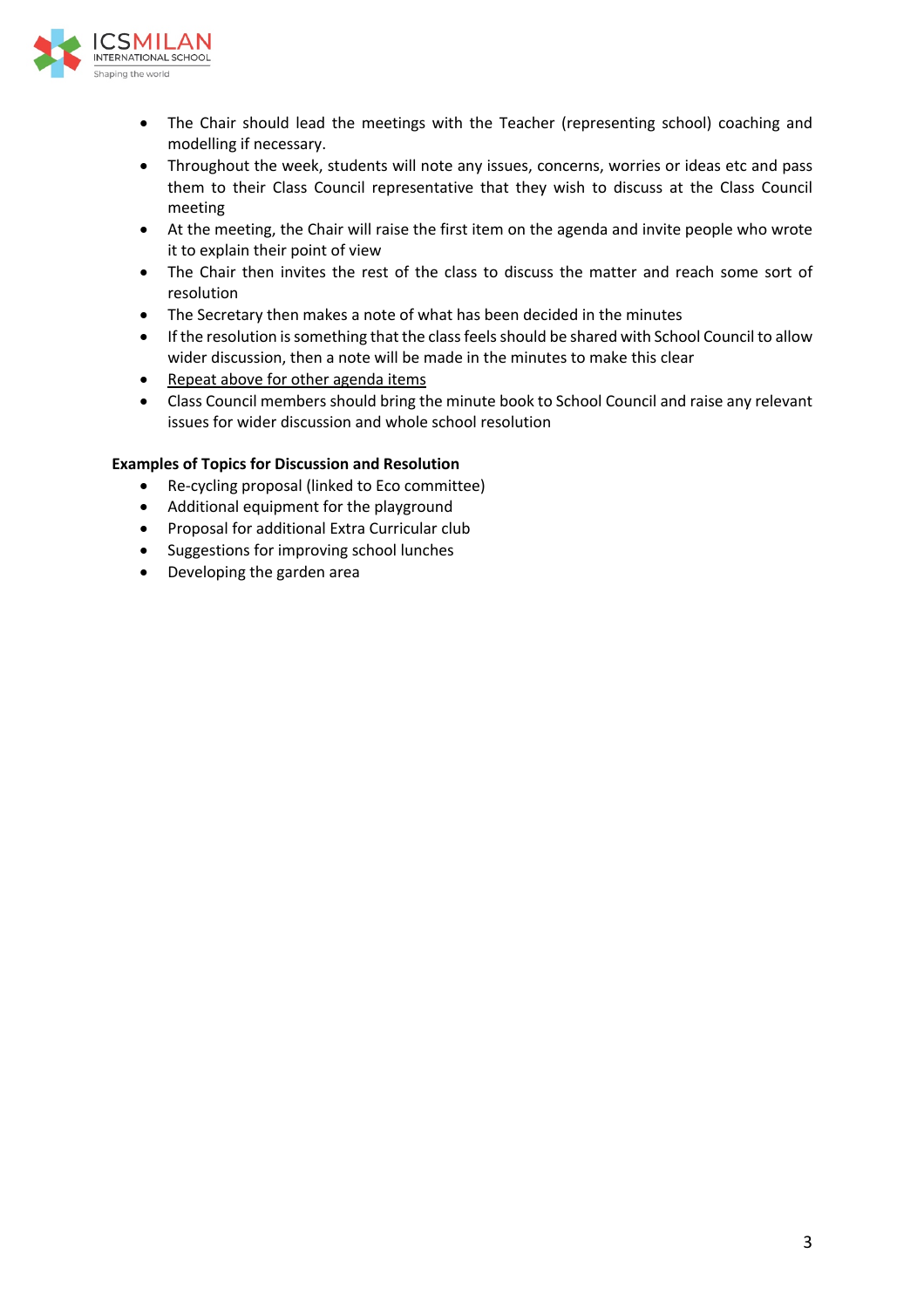- The Chair should lead the meetings with the Teacher (representing school) coaching and modelling if necessary.
- Throughout the week, students will note any issues, concerns, worries or ideas etc and pass them to their Class Council representative that they wish to discuss at the Class Council meeting
- At the meeting, the Chair will raise the first item on the agenda and invite people who wrote it to explain their point of view
- The Chair then invites the rest of the class to discuss the matter and reach some sort of resolution
- The Secretary then makes a note of what has been decided in the minutes
- If the resolution is something that the class feels should be shared with School Council to allow wider discussion, then a note will be made in the minutes to make this clear
- Repeat above for other agenda items
- Class Council members should bring the minute book to School Council and raise any relevant issues for wider discussion and whole school resolution

**Examples of Topics for Discussion and Resolution**

- Re-cycling proposal (linked to Eco committee)
- Additional equipment for the playground
- Proposal for additional Extra Curricular club
- Suggestions for improving school lunches
- Developing the garden area